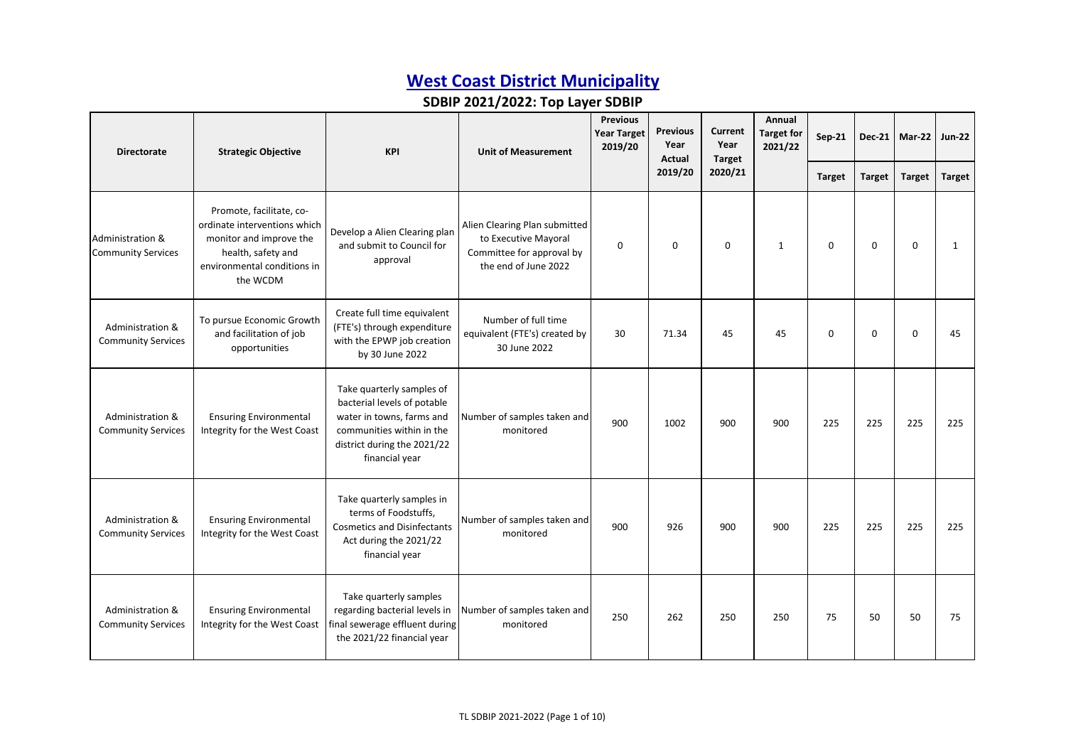# West Coast District Municipality

## SDBIP 2021/2022: Top Layer SDBIP

| Directorate | Strategic Objective | KPI | Unit of Measurement | Previous Year Target 2019/20 | Previous Year Actual 2019/20 | Current Year Target 2020/21 | Annual Target for 2021/22 | Sep-21 | Dec-21 | Mar-22 | Jun-22 |
|---|---|---|---|---|---|---|---|---|---|---|---|
| | | | | | | | | Target | Target | Target | Target |
| Administration & Community Services | Promote, facilitate, co-ordinate interventions which monitor and improve the health, safety and environmental conditions in the WCDM | Develop a Alien Clearing plan and submit to Council for approval | Alien Clearing Plan submitted to Executive Mayoral Committee for approval by the end of June 2022 | 0 | 0 | 0 | 1 | 0 | 0 | 0 | 1 |
| Administration & Community Services | To pursue Economic Growth and facilitation of job opportunities | Create full time equivalent (FTE's) through expenditure with the EPWP job creation by 30 June 2022 | Number of full time equivalent (FTE's) created by 30 June 2022 | 30 | 71.34 | 45 | 45 | 0 | 0 | 0 | 45 |
| Administration & Community Services | Ensuring Environmental Integrity for the West Coast | Take quarterly samples of bacterial levels of potable water in towns, farms and communities within in the district during the 2021/22 financial year | Number of samples taken and monitored | 900 | 1002 | 900 | 900 | 225 | 225 | 225 | 225 |
| Administration & Community Services | Ensuring Environmental Integrity for the West Coast | Take quarterly samples in terms of Foodstuffs, Cosmetics and Disinfectants Act during the 2021/22 financial year | Number of samples taken and monitored | 900 | 926 | 900 | 900 | 225 | 225 | 225 | 225 |
| Administration & Community Services | Ensuring Environmental Integrity for the West Coast | Take quarterly samples regarding bacterial levels in final sewerage effluent during the 2021/22 financial year | Number of samples taken and monitored | 250 | 262 | 250 | 250 | 75 | 50 | 50 | 75 |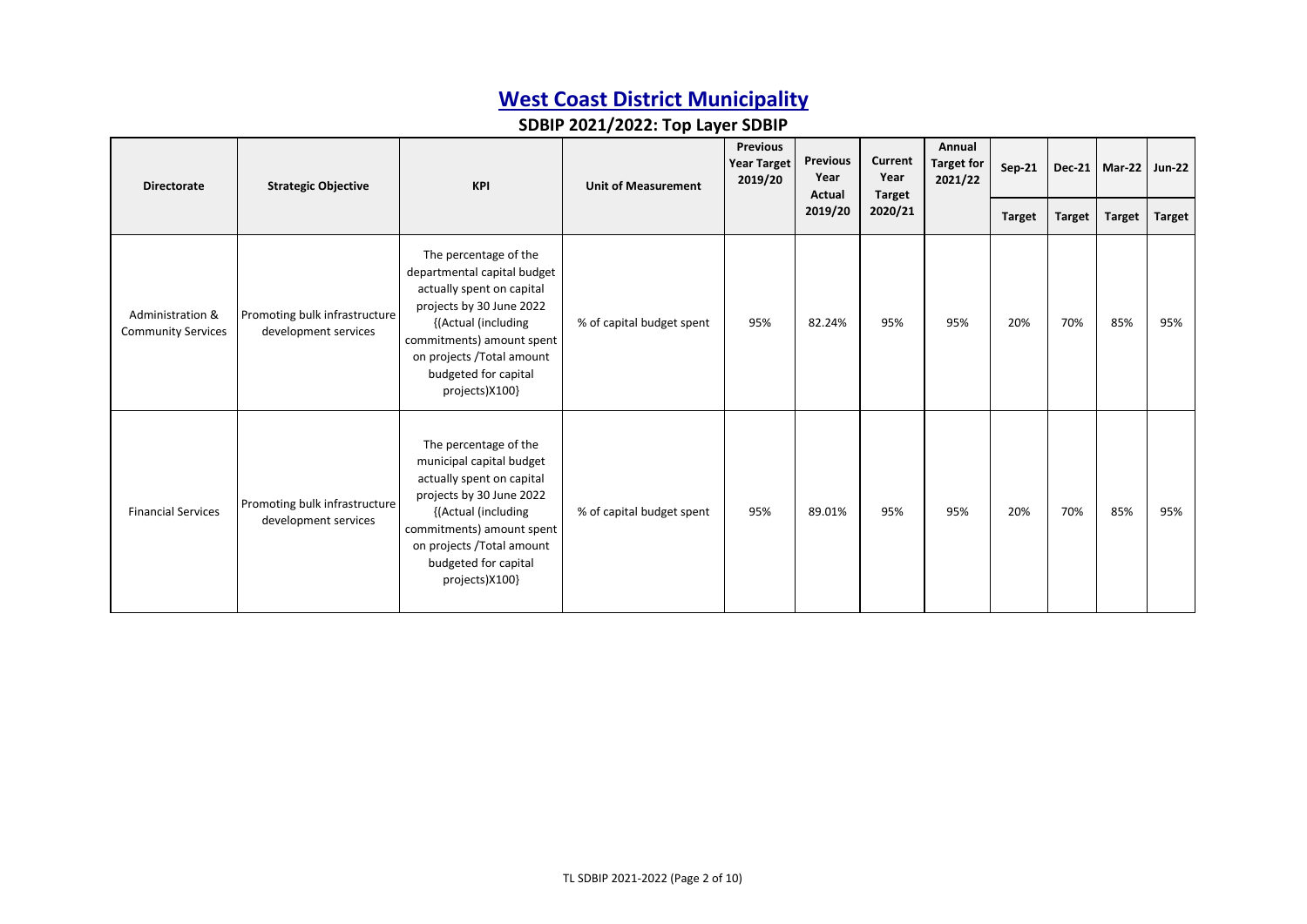# West Coast District Municipality

## SDBIP 2021/2022: Top Layer SDBIP

| Directorate | Strategic Objective | KPI | Unit of Measurement | Previous Year Target 2019/20 | Previous Year Actual 2019/20 | Current Year Target 2020/21 | Annual Target for 2021/22 | Sep-21 | Dec-21 | Mar-22 | Jun-22 |
|---|---|---|---|---|---|---|---|---|---|---|---|
| | | | | | | | | Target | Target | Target | Target |
| Administration & Community Services | Promoting bulk infrastructure development services | The percentage of the departmental capital budget actually spent on capital projects by 30 June 2022 {(Actual (including commitments) amount spent on projects /Total amount budgeted for capital projects)X100} | % of capital budget spent | 95% | 82.24% | 95% | 95% | 20% | 70% | 85% | 95% |
| Financial Services | Promoting bulk infrastructure development services | The percentage of the municipal capital budget actually spent on capital projects by 30 June 2022 {(Actual (including commitments) amount spent on projects /Total amount budgeted for capital projects)X100} | % of capital budget spent | 95% | 89.01% | 95% | 95% | 20% | 70% | 85% | 95% |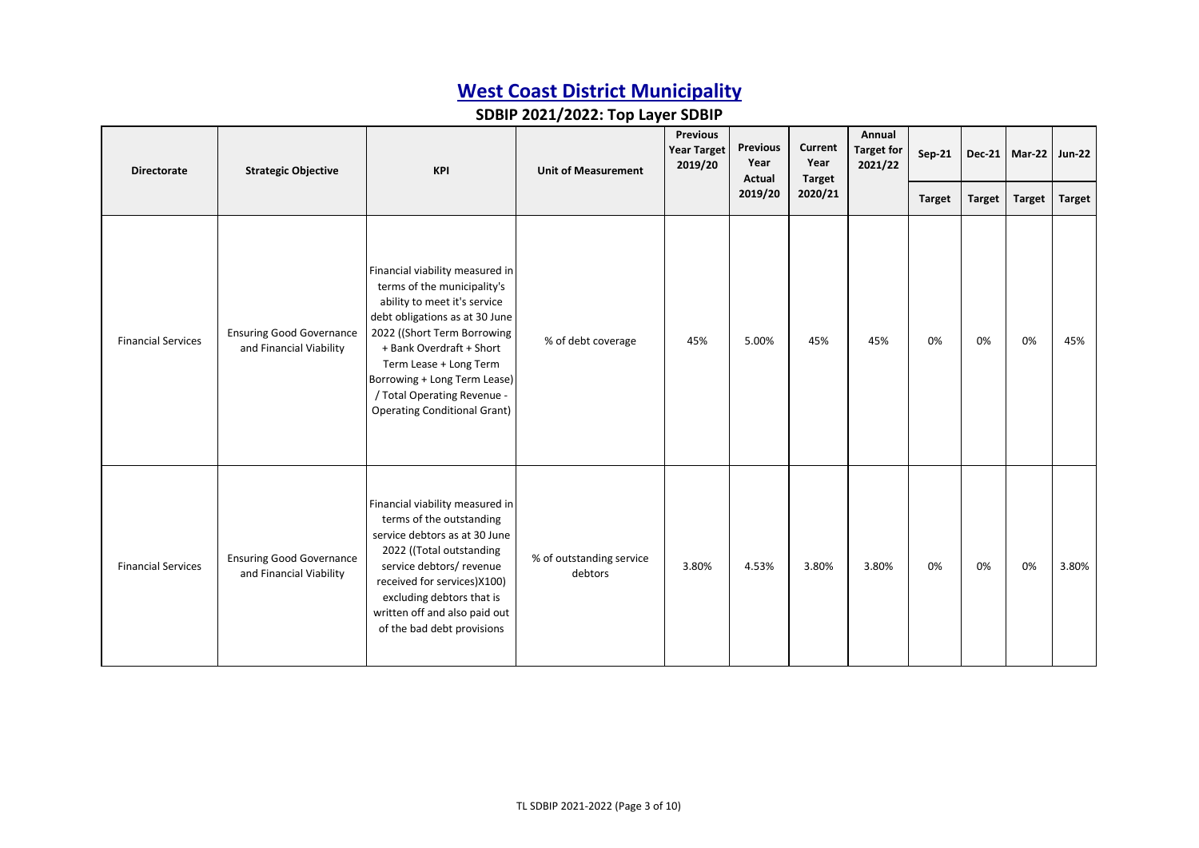# West Coast District Municipality

## SDBIP 2021/2022: Top Layer SDBIP

| Directorate | Strategic Objective | KPI | Unit of Measurement | Previous Year Target 2019/20 | Previous Year Actual 2019/20 | Current Year Target 2020/21 | Annual Target for 2021/22 | Sep-21 | Dec-21 | Mar-22 | Jun-22 |
|---|---|---|---|---|---|---|---|---|---|---|---|
| | | | | | | | | Target | Target | Target | Target |
| Financial Services | Ensuring Good Governance and Financial Viability | Financial viability measured in terms of the municipality's ability to meet it's service debt obligations as at 30 June 2022 ((Short Term Borrowing + Bank Overdraft + Short Term Lease + Long Term Borrowing + Long Term Lease) / Total Operating Revenue - Operating Conditional Grant) | % of debt coverage | 45% | 5.00% | 45% | 45% | 0% | 0% | 0% | 45% |
| Financial Services | Ensuring Good Governance and Financial Viability | Financial viability measured in terms of the outstanding service debtors as at 30 June 2022 ((Total outstanding service debtors/ revenue received for services)X100) excluding debtors that is written off and also paid out of the bad debt provisions | % of outstanding service debtors | 3.80% | 4.53% | 3.80% | 3.80% | 0% | 0% | 0% | 3.80% |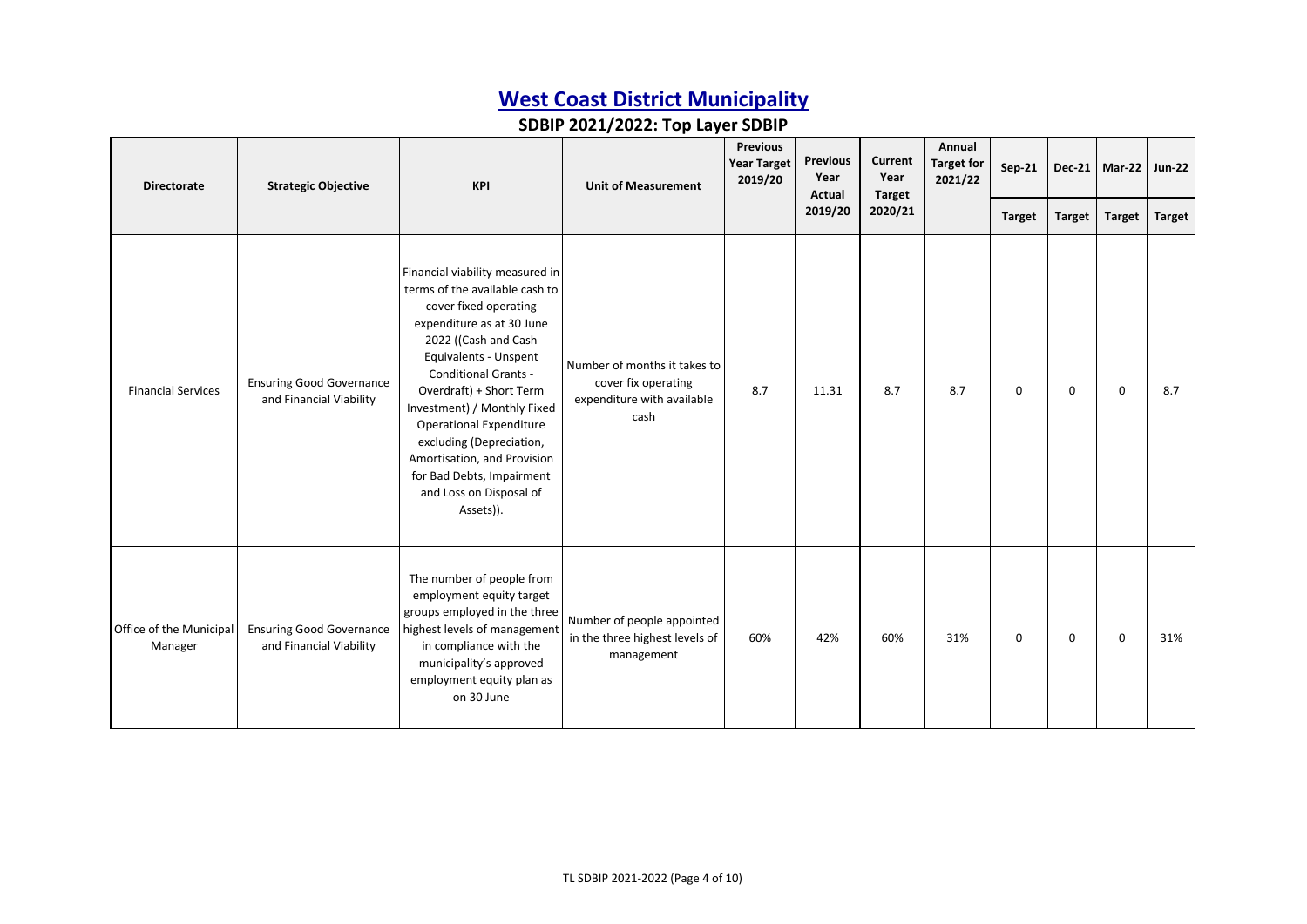# West Coast District Municipality

## SDBIP 2021/2022: Top Layer SDBIP

| Directorate | Strategic Objective | KPI | Unit of Measurement | Previous Year Target 2019/20 | Previous Year Actual 2019/20 | Current Year Target 2020/21 | Annual Target for 2021/22 | Sep-21 | Dec-21 | Mar-22 | Jun-22 |
|---|---|---|---|---|---|---|---|---|---|---|---|
| | | | | | | | | Target | Target | Target | Target |
| Financial Services | Ensuring Good Governance and Financial Viability | Financial viability measured in terms of the available cash to cover fixed operating expenditure as at 30 June 2022 ((Cash and Cash Equivalents - Unspent Conditional Grants - Overdraft) + Short Term Investment) / Monthly Fixed Operational Expenditure excluding (Depreciation, Amortisation, and Provision for Bad Debts, Impairment and Loss on Disposal of Assets)). | Number of months it takes to cover fix operating expenditure with available cash | 8.7 | 11.31 | 8.7 | 8.7 | 0 | 0 | 0 | 8.7 |
| Office of the Municipal Manager | Ensuring Good Governance and Financial Viability | The number of people from employment equity target groups employed in the three highest levels of management in compliance with the municipality's approved employment equity plan as on 30 June | Number of people appointed in the three highest levels of management | 60% | 42% | 60% | 31% | 0 | 0 | 0 | 31% |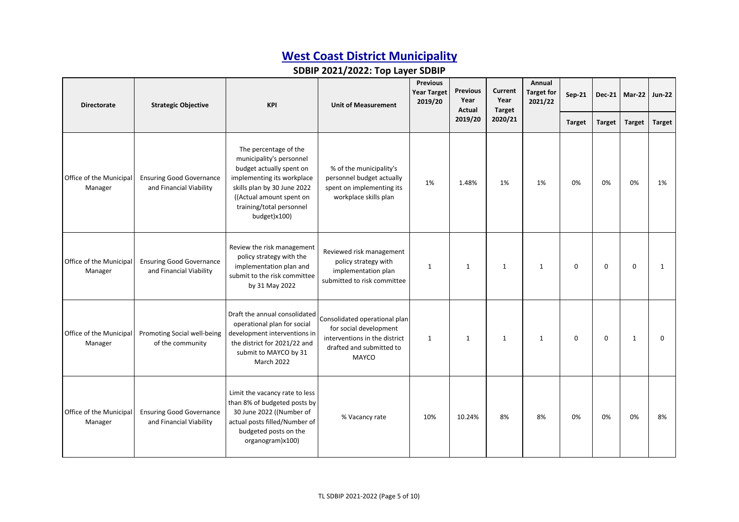# West Coast District Municipality

## SDBIP 2021/2022: Top Layer SDBIP

| Directorate | Strategic Objective | KPI | Unit of Measurement | Previous Year Target 2019/20 | Previous Year Actual 2019/20 | Current Year Target 2020/21 | Annual Target for 2021/22 | Sep-21 | Dec-21 | Mar-22 | Jun-22 |
|---|---|---|---|---|---|---|---|---|---|---|---|
| | | | | | | | | Target | Target | Target | Target |
| Office of the Municipal Manager | Ensuring Good Governance and Financial Viability | The percentage of the municipality's personnel budget actually spent on implementing its workplace skills plan by 30 June 2022 ((Actual amount spent on training/total personnel budget)x100) | % of the municipality's personnel budget actually spent on implementing its workplace skills plan | 1% | 1.48% | 1% | 1% | 0% | 0% | 0% | 1% |
| Office of the Municipal Manager | Ensuring Good Governance and Financial Viability | Review the risk management policy strategy with the implementation plan and submit to the risk committee by 31 May 2022 | Reviewed risk management policy strategy with implementation plan submitted to risk committee | 1 | 1 | 1 | 1 | 0 | 0 | 0 | 1 |
| Office of the Municipal Manager | Promoting Social well-being of the community | Draft the annual consolidated operational plan for social development interventions in the district for 2021/22 and submit to MAYCO by 31 March 2022 | Consolidated operational plan for social development interventions in the district drafted and submitted to MAYCO | 1 | 1 | 1 | 1 | 0 | 0 | 1 | 0 |
| Office of the Municipal Manager | Ensuring Good Governance and Financial Viability | Limit the vacancy rate to less than 8% of budgeted posts by 30 June 2022 ((Number of actual posts filled/Number of budgeted posts on the organogram)x100) | % Vacancy rate | 10% | 10.24% | 8% | 8% | 0% | 0% | 0% | 8% |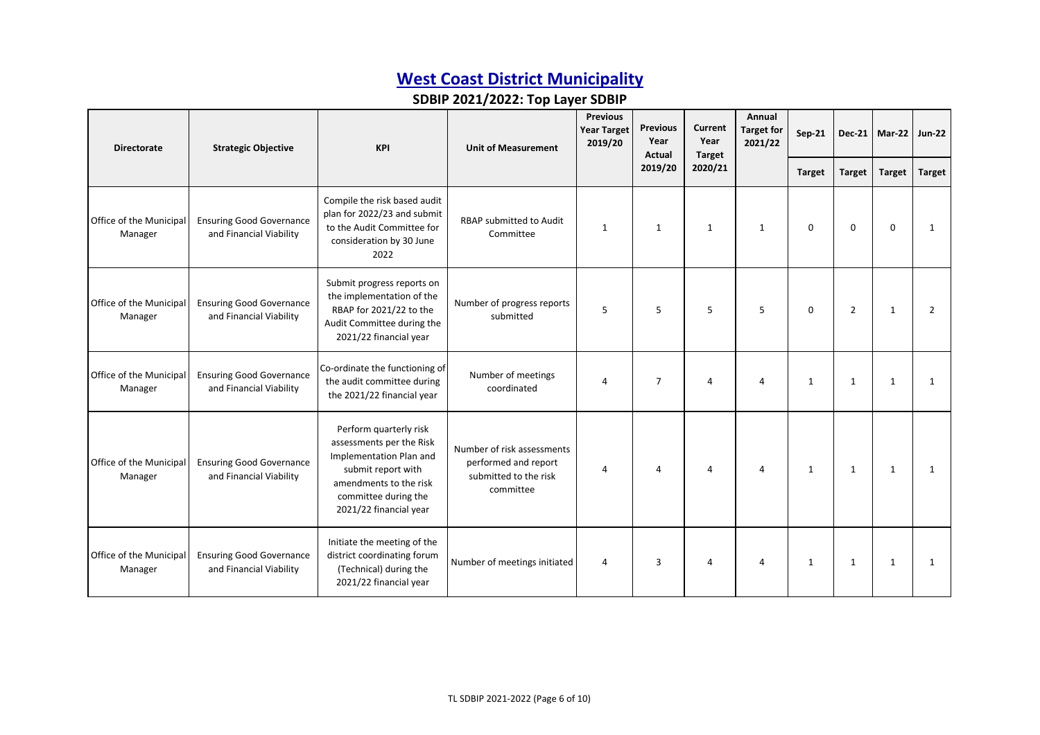# West Coast District Municipality

## SDBIP 2021/2022: Top Layer SDBIP

| Directorate | Strategic Objective | KPI | Unit of Measurement | Previous Year Target 2019/20 | Previous Year Actual 2019/20 | Current Year Target 2020/21 | Annual Target for 2021/22 | Sep-21 | Dec-21 | Mar-22 | Jun-22 |
|---|---|---|---|---|---|---|---|---|---|---|---|
| | | | | | | | | Target | Target | Target | Target |
| Office of the Municipal Manager | Ensuring Good Governance and Financial Viability | Compile the risk based audit plan for 2022/23 and submit to the Audit Committee for consideration by 30 June 2022 | RBAP submitted to Audit Committee | 1 | 1 | 1 | 1 | 0 | 0 | 0 | 1 |
| Office of the Municipal Manager | Ensuring Good Governance and Financial Viability | Submit progress reports on the implementation of the RBAP for 2021/22 to the Audit Committee during the 2021/22 financial year | Number of progress reports submitted | 5 | 5 | 5 | 5 | 0 | 2 | 1 | 2 |
| Office of the Municipal Manager | Ensuring Good Governance and Financial Viability | Co-ordinate the functioning of the audit committee during the 2021/22 financial year | Number of meetings coordinated | 4 | 7 | 4 | 4 | 1 | 1 | 1 | 1 |
| Office of the Municipal Manager | Ensuring Good Governance and Financial Viability | Perform quarterly risk assessments per the Risk Implementation Plan and submit report with amendments to the risk committee during the 2021/22 financial year | Number of risk assessments performed and report submitted to the risk committee | 4 | 4 | 4 | 4 | 1 | 1 | 1 | 1 |
| Office of the Municipal Manager | Ensuring Good Governance and Financial Viability | Initiate the meeting of the district coordinating forum (Technical) during the 2021/22 financial year | Number of meetings initiated | 4 | 3 | 4 | 4 | 1 | 1 | 1 | 1 |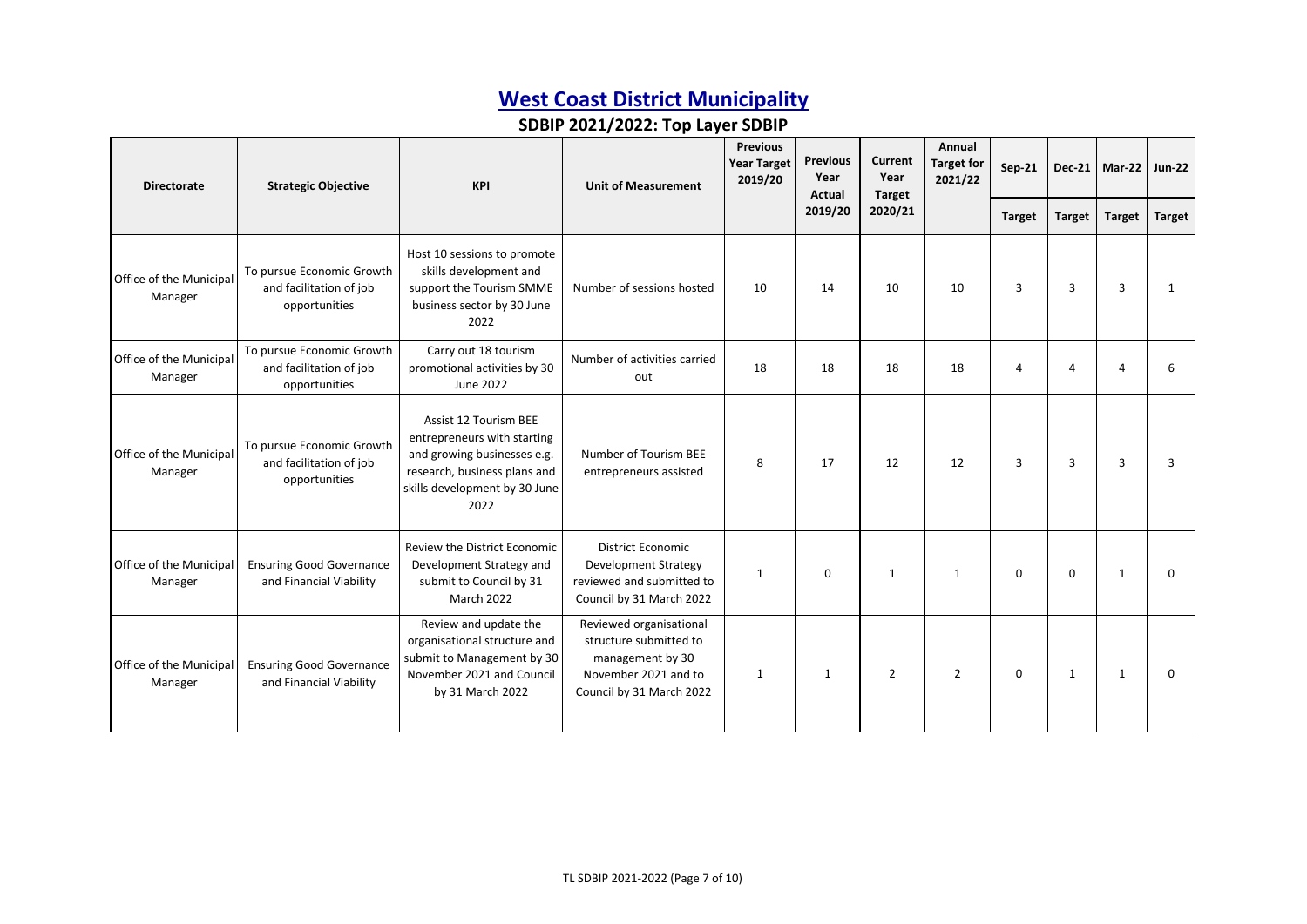# West Coast District Municipality

## SDBIP 2021/2022: Top Layer SDBIP

| Directorate | Strategic Objective | KPI | Unit of Measurement | Previous Year Target 2019/20 | Previous Year Actual 2019/20 | Current Year Target 2020/21 | Annual Target for 2021/22 | Sep-21 | Dec-21 | Mar-22 | Jun-22 |
|---|---|---|---|---|---|---|---|---|---|---|---|
| | | | | | | | | Target | Target | Target | Target |
| Office of the Municipal Manager | To pursue Economic Growth and facilitation of job opportunities | Host 10 sessions to promote skills development and support the Tourism SMME business sector by 30 June 2022 | Number of sessions hosted | 10 | 14 | 10 | 10 | 3 | 3 | 3 | 1 |
| Office of the Municipal Manager | To pursue Economic Growth and facilitation of job opportunities | Carry out 18 tourism promotional activities by 30 June 2022 | Number of activities carried out | 18 | 18 | 18 | 18 | 4 | 4 | 4 | 6 |
| Office of the Municipal Manager | To pursue Economic Growth and facilitation of job opportunities | Assist 12 Tourism BEE entrepreneurs with starting and growing businesses e.g. research, business plans and skills development by 30 June 2022 | Number of Tourism BEE entrepreneurs assisted | 8 | 17 | 12 | 12 | 3 | 3 | 3 | 3 |
| Office of the Municipal Manager | Ensuring Good Governance and Financial Viability | Review the District Economic Development Strategy and submit to Council by 31 March 2022 | District Economic Development Strategy reviewed and submitted to Council by 31 March 2022 | 1 | 0 | 1 | 1 | 0 | 0 | 1 | 0 |
| Office of the Municipal Manager | Ensuring Good Governance and Financial Viability | Review and update the organisational structure and submit to Management by 30 November 2021 and Council by 31 March 2022 | Reviewed organisational structure submitted to management by 30 November 2021 and to Council by 31 March 2022 | 1 | 1 | 2 | 2 | 0 | 1 | 1 | 0 |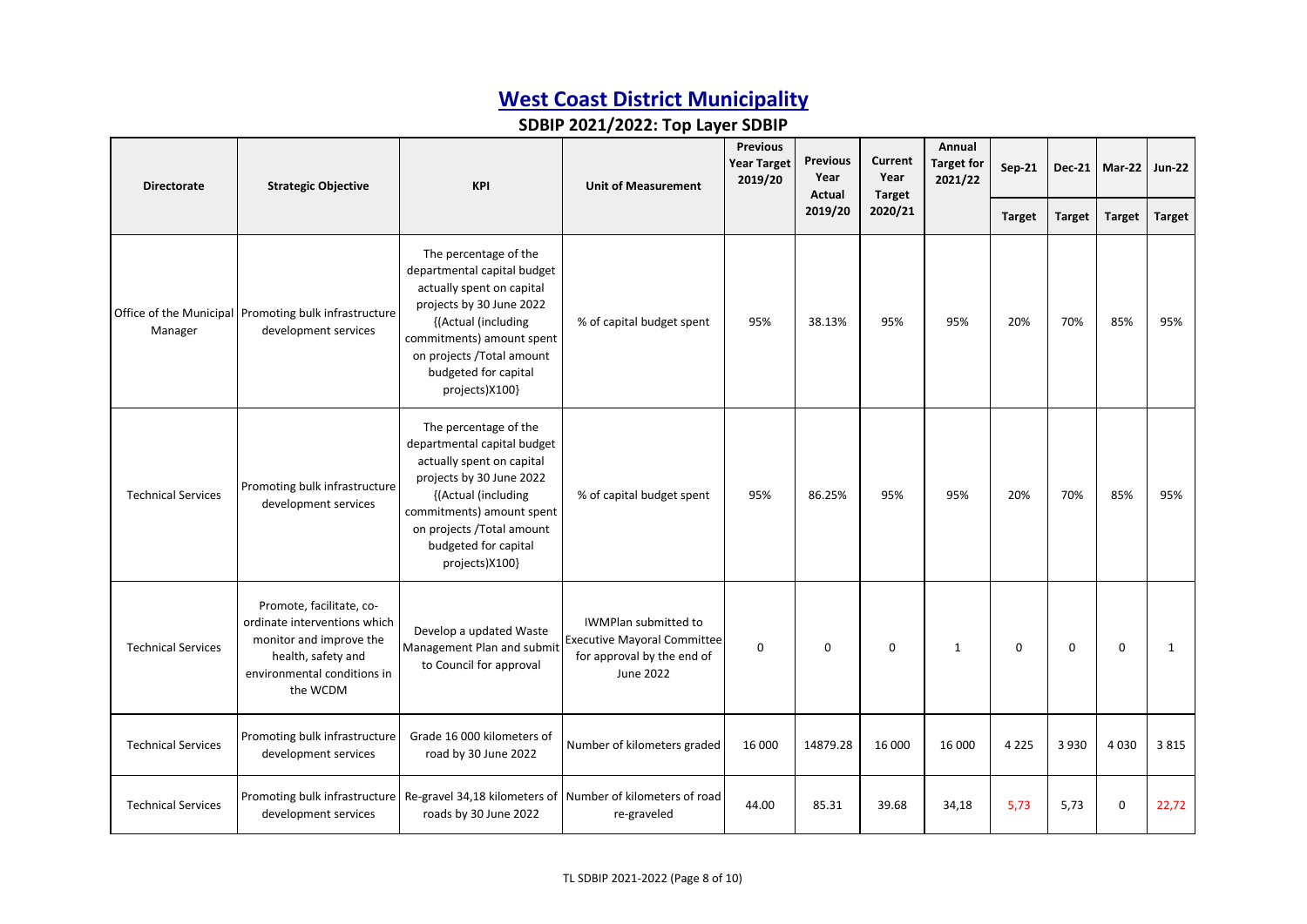# West Coast District Municipality

## SDBIP 2021/2022: Top Layer SDBIP

| Directorate | Strategic Objective | KPI | Unit of Measurement | Previous Year Target 2019/20 | Previous Year Actual 2019/20 | Current Year Target 2020/21 | Annual Target for 2021/22 | Sep-21 | Dec-21 | Mar-22 | Jun-22 |
|---|---|---|---|---|---|---|---|---|---|---|---|
| | | | | | | | | Target | Target | Target | Target |
| Office of the Municipal Manager | Promoting bulk infrastructure development services | The percentage of the departmental capital budget actually spent on capital projects by 30 June 2022 {(Actual (including commitments) amount spent on projects /Total amount budgeted for capital projects)X100} | % of capital budget spent | 95% | 38.13% | 95% | 95% | 20% | 70% | 85% | 95% |
| Technical Services | Promoting bulk infrastructure development services | The percentage of the departmental capital budget actually spent on capital projects by 30 June 2022 {(Actual (including commitments) amount spent on projects /Total amount budgeted for capital projects)X100} | % of capital budget spent | 95% | 86.25% | 95% | 95% | 20% | 70% | 85% | 95% |
| Technical Services | Promote, facilitate, co-ordinate interventions which monitor and improve the health, safety and environmental conditions in the WCDM | Develop a updated Waste Management Plan and submit to Council for approval | IWMPlan submitted to Executive Mayoral Committee for approval by the end of June 2022 | 0 | 0 | 0 | 1 | 0 | 0 | 0 | 1 |
| Technical Services | Promoting bulk infrastructure development services | Grade 16 000 kilometers of road by 30 June 2022 | Number of kilometers graded | 16 000 | 14879.28 | 16 000 | 16 000 | 4 225 | 3 930 | 4 030 | 3 815 |
| Technical Services | Promoting bulk infrastructure development services | Re-gravel 34,18 kilometers of roads by 30 June 2022 | Number of kilometers of road re-graveled | 44.00 | 85.31 | 39.68 | 34,18 | 5,73 | 5,73 | 0 | 22,72 |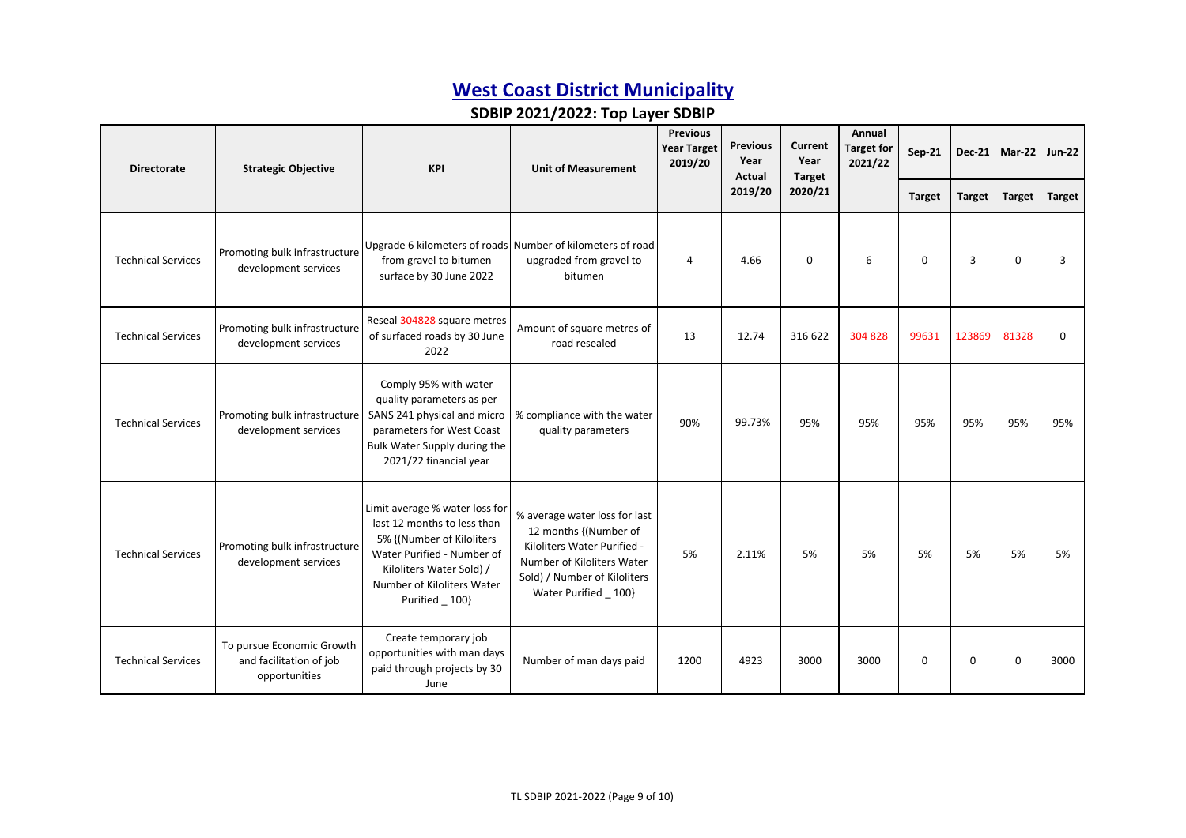# West Coast District Municipality

## SDBIP 2021/2022: Top Layer SDBIP

| Directorate | Strategic Objective | KPI | Unit of Measurement | Previous Year Target 2019/20 | Previous Year Actual 2019/20 | Current Year Target 2020/21 | Annual Target for 2021/22 | Sep-21 | Dec-21 | Mar-22 | Jun-22 |
|---|---|---|---|---|---|---|---|---|---|---|---|
| | | | | | | | | Target | Target | Target | Target |
| Technical Services | Promoting bulk infrastructure development services | Upgrade 6 kilometers of roads from gravel to bitumen surface by 30 June 2022 | Number of kilometers of road upgraded from gravel to bitumen | 4 | 4.66 | 0 | 6 | 0 | 3 | 0 | 3 |
| Technical Services | Promoting bulk infrastructure development services | Reseal 304828 square metres of surfaced roads by 30 June 2022 | Amount of square metres of road resealed | 13 | 12.74 | 316 622 | 304 828 | 99631 | 123869 | 81328 | 0 |
| Technical Services | Promoting bulk infrastructure development services | Comply 95% with water quality parameters as per SANS 241 physical and micro parameters for West Coast Bulk Water Supply during the 2021/22 financial year | % compliance with the water quality parameters | 90% | 99.73% | 95% | 95% | 95% | 95% | 95% | 95% |
| Technical Services | Promoting bulk infrastructure development services | Limit average % water loss for last 12 months to less than 5% {(Number of Kiloliters Water Purified - Number of Kiloliters Water Sold) / Number of Kiloliters Water Purified _ 100} | % average water loss for last 12 months {(Number of Kiloliters Water Purified - Number of Kiloliters Water Sold) / Number of Kiloliters Water Purified _ 100} | 5% | 2.11% | 5% | 5% | 5% | 5% | 5% | 5% |
| Technical Services | To pursue Economic Growth and facilitation of job opportunities | Create temporary job opportunities with man days paid through projects by 30 June | Number of man days paid | 1200 | 4923 | 3000 | 3000 | 0 | 0 | 0 | 3000 |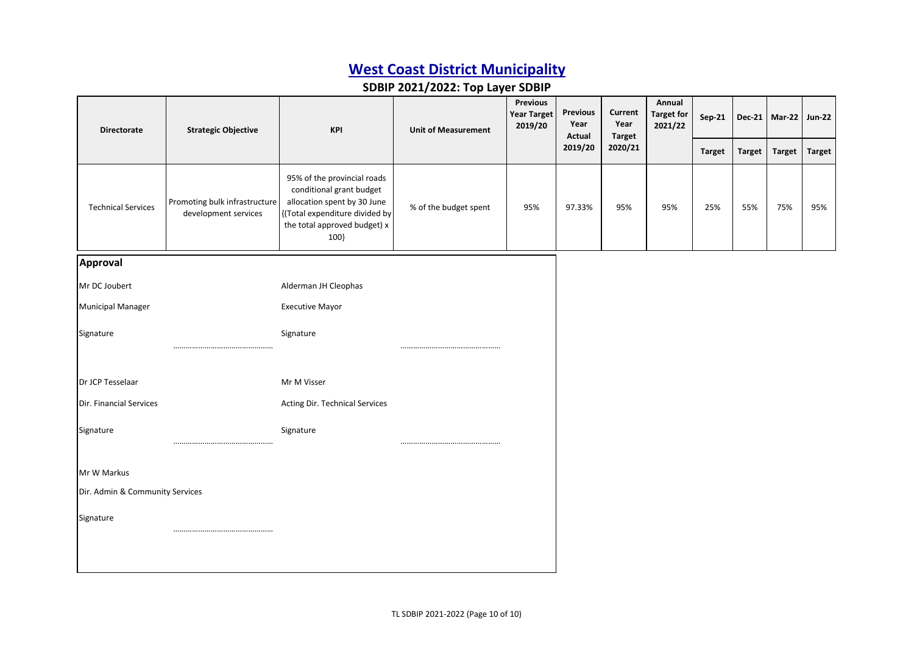# West Coast District Municipality

## SDBIP 2021/2022: Top Layer SDBIP

| Directorate | Strategic Objective | KPI | Unit of Measurement | Previous Year Target 2019/20 | Previous Year Actual 2019/20 | Current Year Target 2020/21 | Annual Target for 2021/22 | Sep-21 | Dec-21 | Mar-22 | Jun-22 |
|---|---|---|---|---|---|---|---|---|---|---|---|
| | | | | | | | | Target | Target | Target | Target |
| Technical Services | Promoting bulk infrastructure development services | 95% of the provincial roads conditional grant budget allocation spent by 30 June {(Total expenditure divided by the total approved budget) x 100} | % of the budget spent | 95% | 97.33% | 95% | 95% | 25% | 55% | 75% | 95% |

### Approval

Mr DC Joubert
Municipal Manager
Signature ……………………………………

Alderman JH Cleophas
Executive Mayor
Signature ……………………………………

Dr JCP Tesselaar
Dir. Financial Services
Signature ……………………………………

Mr M Visser
Acting Dir. Technical Services
Signature ……………………………………

Mr W Markus
Dir. Admin & Community Services
Signature ……………………………………